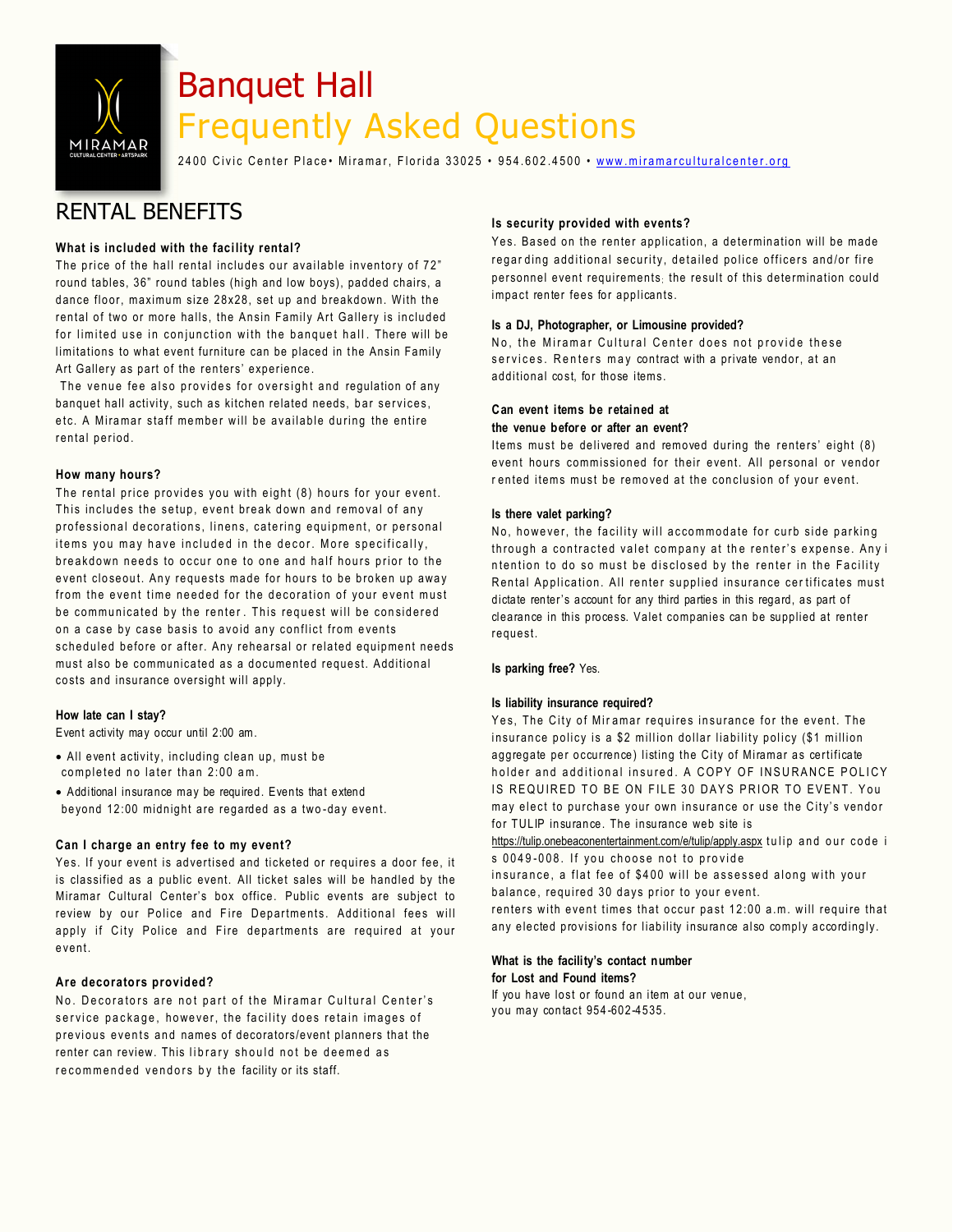# Banquet Hall

## Frequently Asked Questions

2400 Civic Center Place• Miramar, Florida 33025 • 954.602.4500 • www.miramarculturalcenter.org

## RENTAL BENEFITS

**What is included with the facility rental?**

The price of the hall rental includes our available inventory of 72" round tables, 36" round tables (high and low boys), padded chairs, a dance floor, maximum size 28x28, set up and breakdown. With the rental of two or more halls, the Ansin Family Art Gallery is included for limited use in conjunction with the banquet hall. There will be limitations to what event furniture can be placed in the Ansin Family Art Gallery as part of the renters' experience.

The venue fee also provides for oversight and regulation of any banquet hall activity, such as kitchen related needs, bar services, etc. A Miramar staff member will be available during the entire rental period.

**How many hours?**

The rental price provides you with eight (8) hours for your event. This includes the setup, event break down and removal of any professional decorations, linens, catering equipment, or personal items you may have included in the decor. More specifically, breakdown needs to occur one to one and half hours prior to the event closeout. Any requests made for hours to be broken up away from the event time needed for the decoration of your event must be communicated by the renter. This request will be considered on a case by case basis to avoid any conflict from events scheduled before or after. Any rehearsal or related equipment needs must also be communicated as a documented request. Additional costs and insurance oversight will apply.

**How late can I stay?**

Event activity may occur until 2:00 am.

- All event activity, including clean up, must be completed no later than 2:00 am.
- Additional insurance may be required. Events that extend beyond 12:00 midnight are regarded as a two-day event.

**Can I charge an entry fee to my event?**

Yes. If your event is advertised and ticketed or requires a door fee, it is classified as a public event. All ticket sales will be handled by the Miramar Cultural Center's box office. Public events are subject to review by our Police and Fire Departments. Additional fees will apply if City Police and Fire departments are required at your event.

**Are decorators provided?**

No. Decorators are not part of the Miramar Cultural Center's service package, however, the facility does retain images of previous events and names of decorators/event planners that the renter can review. This library should not be deemed as recommended vendors by the facility or its staff.

**Is security provided with events?**

Yes. Based on the renter application, a determination will be made regarding additional security, detailed police officers and/or fire personnel event requirements; the result of this determination could impact renter fees for applicants.

**Is a DJ, Photographer, or Limousine provided?**

No, the Miramar Cultural Center does not provide these services. Renters may contract with a private vendor, at an additional cost, for those items.

**Can event items be retained at the venue before or after an event?**

Items must be delivered and removed during the renters' eight (8) event hours commissioned for their event. All personal or vendor rented items must be removed at the conclusion of your event.

**Is there valet parking?**

No, however, the facility will accommodate for curb side parking through a contracted valet company at the renter's expense. Any intention to do so must be disclosed by the renter in the Facility Rental Application. All renter supplied insurance certificates must dictate renter's account for any third parties in this regard, as part of clearance in this process. Valet companies can be supplied at renter request.

**Is parking free?** Yes.

**Is liability insurance required?**

Yes, The City of Miramar requires insurance for the event. The insurance policy is a $2 million dollar liability policy ($1 million aggregate per occurrence) listing the City of Miramar as certificate holder and additional insured. A COPY OF INSURANCE POLICY IS REQUIRED TO BE ON FILE 30 DAYS PRIOR TO EVENT. You may elect to purchase your own insurance or use the City's vendor for TULIP insurance. The insurance web site is https://tulip.onebeaconentertainment.com/e/tulip/apply.aspx tulip and our code is 0049-008. If you choose not to provide insurance, a flat fee of $400 will be assessed along with your balance, required 30 days prior to your event.
renters with event times that occur past 12:00 a.m. will require that any elected provisions for liability insurance also comply accordingly.

**What is the facility's contact number for Lost and Found items?**

If you have lost or found an item at our venue, you may contact 954-602-4535.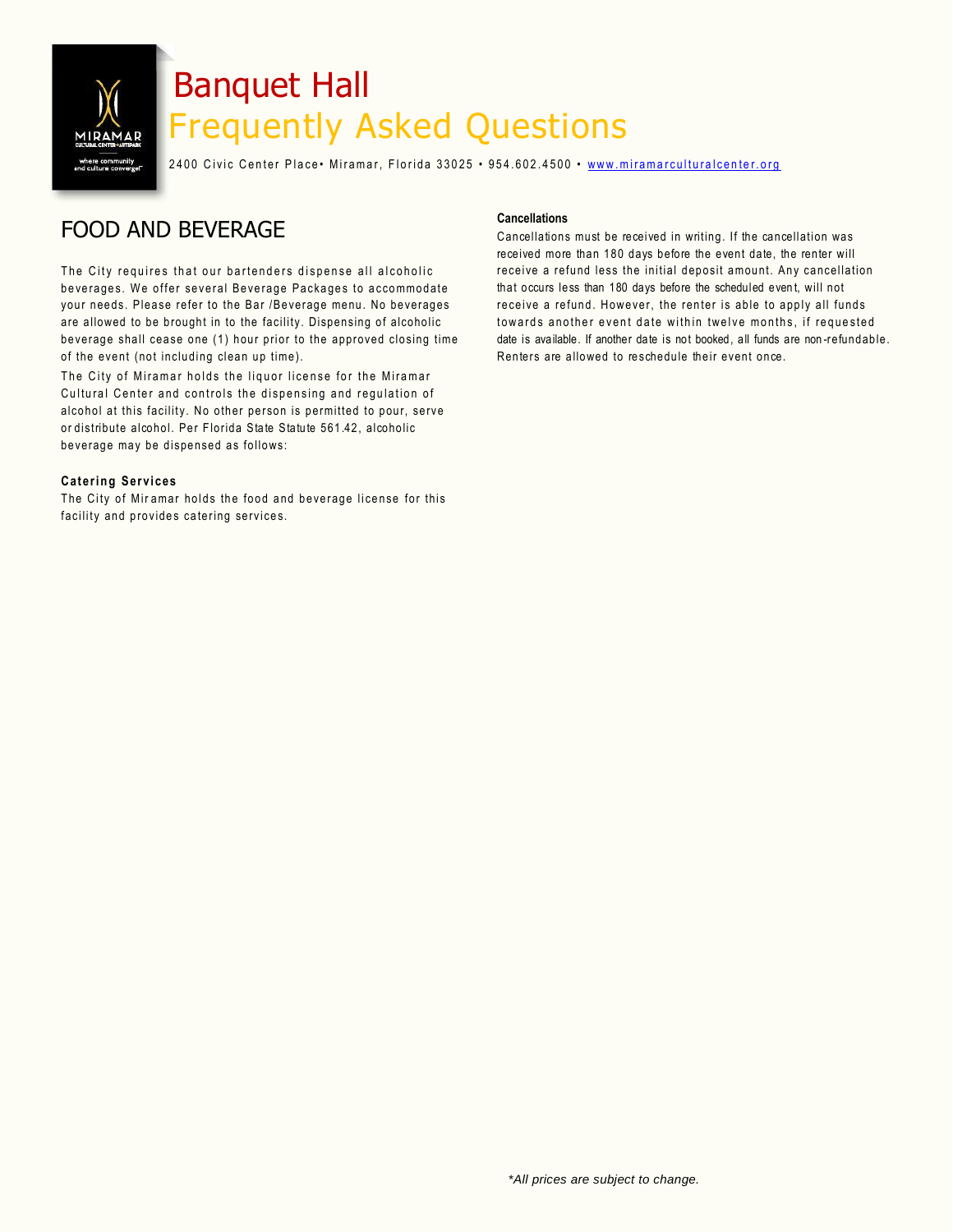# Banquet Hall
## Frequently Asked Questions

2400 Civic Center Place• Miramar, Florida 33025 • 954.602.4500 • www.miramarculturalcenter.org

## FOOD AND BEVERAGE

The City requires that our bartenders dispense all alcoholic beverages. We offer several Beverage Packages to accommodate your needs. Please refer to the Bar /Beverage menu. No beverages are allowed to be brought in to the facility. Dispensing of alcoholic beverage shall cease one (1) hour prior to the approved closing time of the event (not including clean up time).

The City of Miramar holds the liquor license for the Miramar Cultural Center and controls the dispensing and regulation of alcohol at this facility. No other person is permitted to pour, serve or distribute alcohol. Per Florida State Statute 561.42, alcoholic beverage may be dispensed as follows:

**Catering Services**

The City of Miramar holds the food and beverage license for this facility and provides catering services.

**Cancellations**

Cancellations must be received in writing. If the cancellation was received more than 180 days before the event date, the renter will receive a refund less the initial deposit amount. Any cancellation that occurs less than 180 days before the scheduled event, will not receive a refund. However, the renter is able to apply all funds towards another event date within twelve months, if requested date is available. If another date is not booked, all funds are non-refundable. Renters are allowed to reschedule their event once.

*\*All prices are subject to change.*